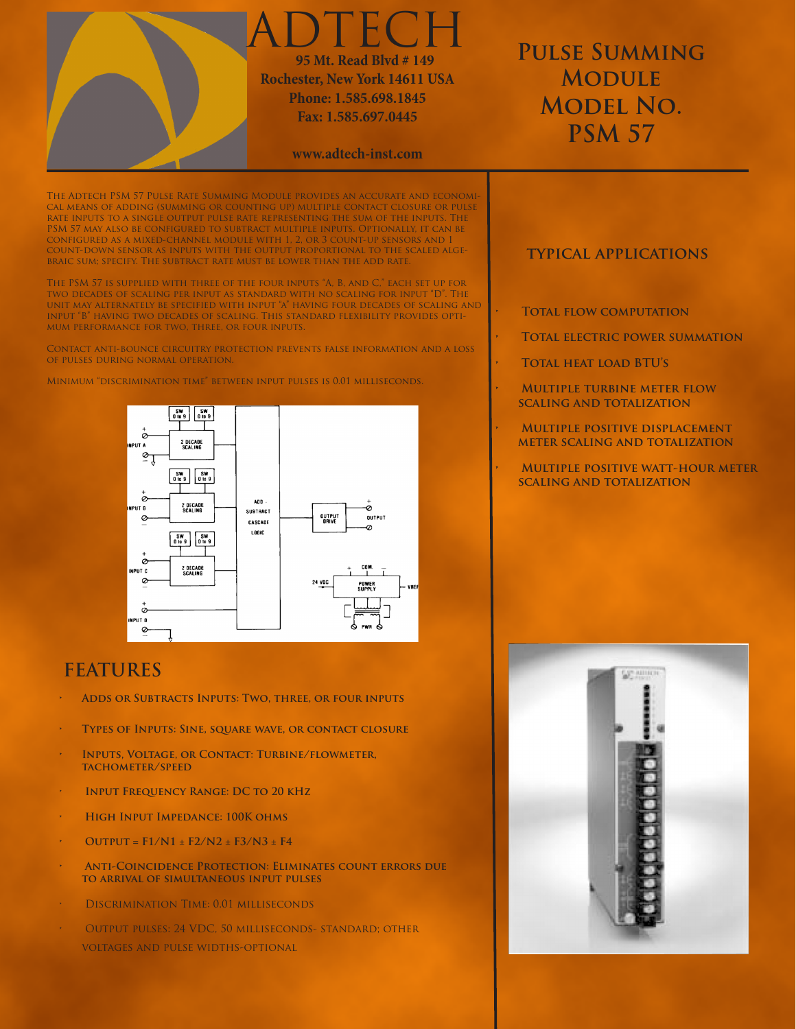# ADTECH

**95 Mt. Read Blvd # 149**
**Rochester, New York 14611 USA**
**Phone: 1.585.698.1845**
**Fax: 1.585.697.0445**

**www.adtech-inst.com**

# Pulse Summing Module Model No. PSM 57

The Adtech PSM 57 Pulse Rate Summing Module provides an accurate and economical means of adding (summing or counting up) multiple contact closure or pulse rate inputs to a single output pulse rate representing the sum of the inputs. The PSM 57 may also be configured to subtract multiple inputs. Optionally, it can be configured as a mixed-channel module with 1, 2, or 3 count-up sensors and 1 count-down sensor as inputs with the output proportional to the scaled algebraic sum; specify. The subtract rate must be lower than the add rate.

The PSM 57 is supplied with three of the four inputs "A, B, and C," each set up for two decades of scaling per input as standard with no scaling for input "D". The unit may alternately be specified with input "A" having four decades of scaling and input "B" having two decades of scaling. This standard flexibility provides optimum performance for two, three, or four inputs.

Contact anti-bounce circuitry protection prevents false information and a loss of pulses during normal operation.

Minimum "discrimination time" between input pulses is 0.01 milliseconds.

## FEATURES

- Adds or Subtracts Inputs: Two, three, or four inputs
- Types of Inputs: Sine, square wave, or contact closure
- Inputs, Voltage, or Contact: Turbine/flowmeter, tachometer/speed
- Input Frequency Range: DC to 20 kHz
- High Input Impedance: 100K ohms
- Output = F1/N1 ± F2/N2 ± F3/N3 ± F4
- Anti-Coincidence Protection: Eliminates count errors due to arrival of simultaneous input pulses
- Discrimination Time: 0.01 milliseconds
- Output pulses: 24 VDC, 50 milliseconds- standard; other voltages and pulse widths-optional

## TYPICAL APPLICATIONS

- Total flow computation
- Total electric power summation
- Total heat load BTU's
- Multiple turbine meter flow scaling and totalization
- Multiple positive displacement meter scaling and totalization
- Multiple positive watt-hour meter scaling and totalization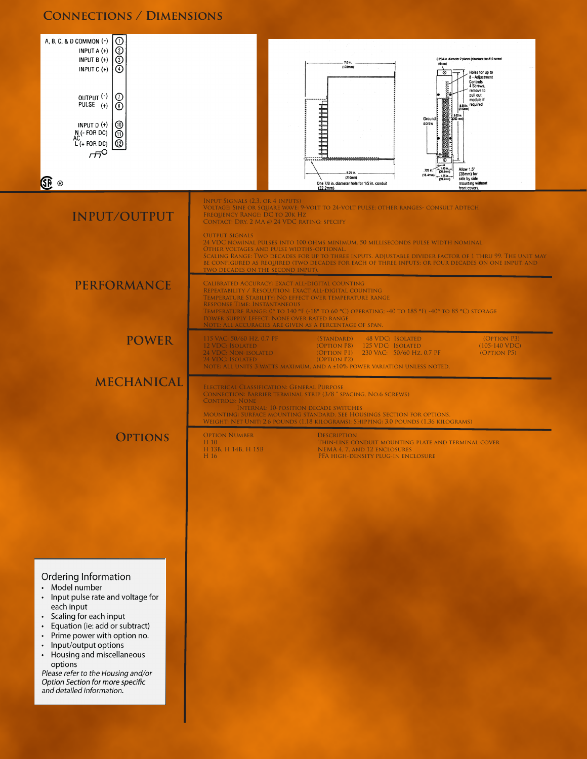# Connections / Dimensions

A, B, C, & D COMMON (-) 1
INPUT A (+) 2
INPUT B (+) 3
INPUT C (+) 4

OUTPUT (-) 7
PULSE (+) 8

INPUT D (+) 10
AC N (- FOR DC) 11
AC L (+ FOR DC) 12

7.0 in. (178mm)
8.25 in. (210mm)
One 7/8 in. diameter hole for 1/2 in. conduit (22.2mm)
0.234 in. diameter 2 places (clearance for #10 screw) (6mm)
Holes for up to 8 - Adjustment Controls
4 Screws, remove to pull out module if required
8.50 in. (216mm)
8.00 in. (203 mm)
Ground screw
.725 in. (18.4mm)
1.45 in. (36.8mm)
1.55 in. (39.4mm)
Allow 1.5" (38mm) for side by side mounting without front covers.

## Input/Output

Input Signals (2,3, or 4 inputs)
Voltage: Sine or square wave: 9-volt to 24-volt pulse: other ranges- consult Adtech
Frequency Range: DC to 20K Hz
Contact: Dry, 2 mA @ 24 VDC rating: specify

Output Signals
24 VDC nominal pulses into 100 ohms minimum, 50 milliseconds pulse width nominal.
Other voltages and pulse widths-optional.
Scaling Range: Two decades for up to three inputs. Adjustable divider factor of 1 thru 99. The unit may be configured as required (two decades for each of three inputs; or four decades on one input, and two decades on the second input).

## Performance

Calibrated Accuracy: Exact all-digital counting
Repeatability / Resolution: Exact all-digital counting
Temperature Stability: No effect over temperature range
Response Time: Instantaneous
Temperature Range: 0° to 140 °F (-18° to 60 °C) operating; -40 to 185 °F( -40° to 85 °C) storage
Power Supply Effect: None over rated range
Note: All accuracies are given as a percentage of span.

## Power

| | | | |
|---|---|---|---|
| 115 VAC: 50/60 Hz, 0.7 PF | (Standard) | 48 VDC: Isolated | (Option P3) |
| 12 VDC: Isolated | (Option P8) | 125 VDC: Isolated | (105-140 VDC) |
| 24 VDC: Non-isolated | (Option P1) | 230 VAC: 50/60 Hz, 0.7 PF | (Option P5) |
| 24 VDC: Isolated | (Option P2) | | |

Note: All units 3 watts maximum, and a ±10% power variation unless noted.

## Mechanical

Electrical Classification: General Purpose
Connection: Barrier terminal strip (3/8 " spacing, No.6 screws)
Controls: None
Internal: 10-position decade switches
Mounting: Surface mounting standard. See Housings Section for options.
Weight: Net Unit: 2.6 pounds (1.18 kilograms); Shipping: 3.0 pounds (1.36 kilograms)

## Options

| Option Number | Description |
|---|---|
| H 10 | Thin-line conduit mounting plate and terminal cover |
| H 13B, H 14B, H 15B | NEMA 4, 7, and 12 enclosures |
| H 16 | PFA high-density plug-in enclosure |

## Ordering Information

- Model number
- Input pulse rate and voltage for each input
- Scaling for each input
- Equation (ie: add or subtract)
- Prime power with option no.
- Input/output options
- Housing and miscellaneous options

*Please refer to the Housing and/or Option Section for more specific and detailed information.*